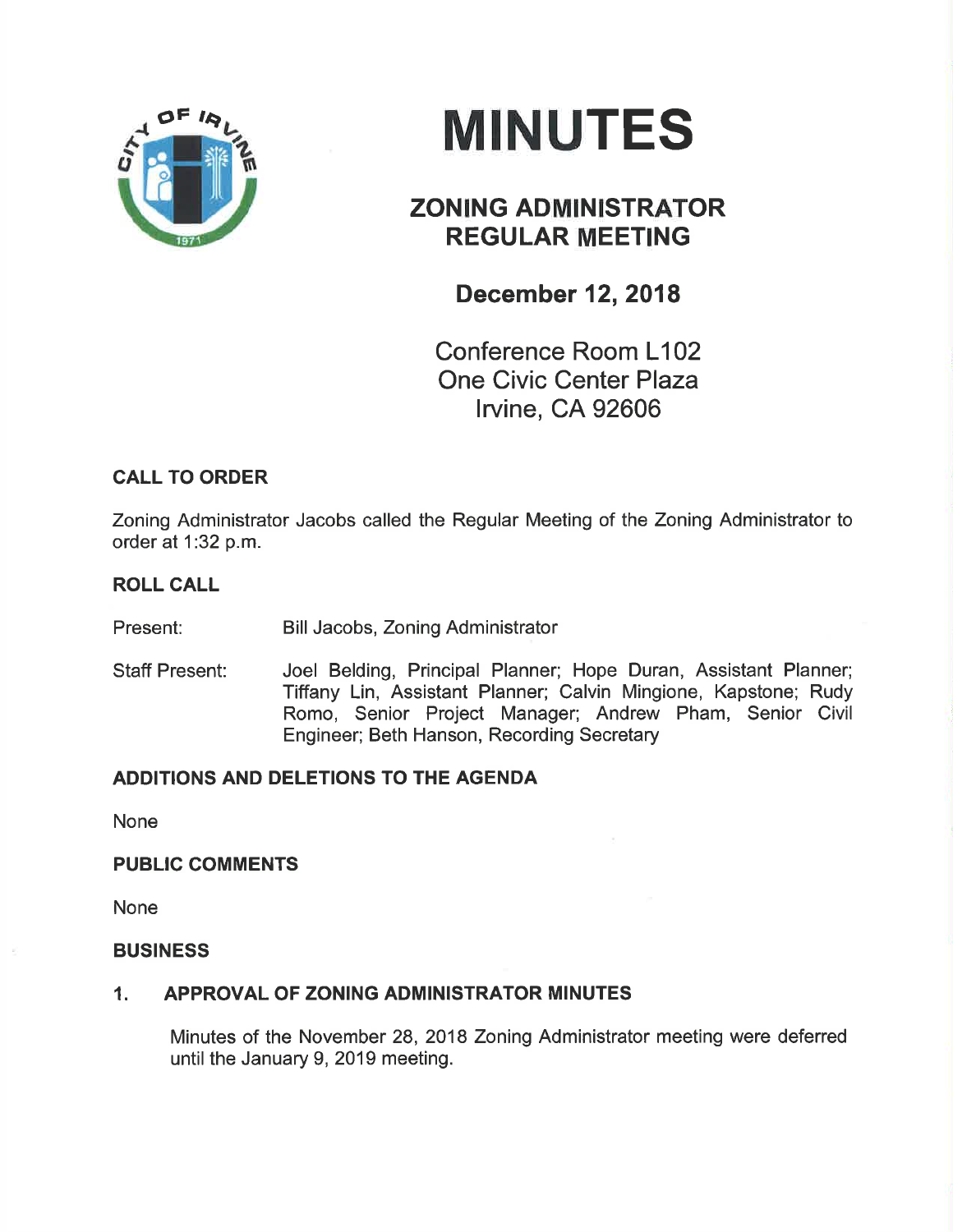# MINUTES

## ZONING ADMINISTRATOR REGULAR MEETING

### December 12, 2018

Conference Room L102
One Civic Center Plaza
Irvine, CA 92606

**CALL TO ORDER**

Zoning Administrator Jacobs called the Regular Meeting of the Zoning Administrator to order at 1:32 p.m.

**ROLL CALL**

Present: Bill Jacobs, Zoning Administrator

Staff Present: Joel Belding, Principal Planner; Hope Duran, Assistant Planner; Tiffany Lin, Assistant Planner; Calvin Mingione, Kapstone; Rudy Romo, Senior Project Manager; Andrew Pham, Senior Civil Engineer; Beth Hanson, Recording Secretary

**ADDITIONS AND DELETIONS TO THE AGENDA**

None

**PUBLIC COMMENTS**

None

**BUSINESS**

**1. APPROVAL OF ZONING ADMINISTRATOR MINUTES**

Minutes of the November 28, 2018 Zoning Administrator meeting were deferred until the January 9, 2019 meeting.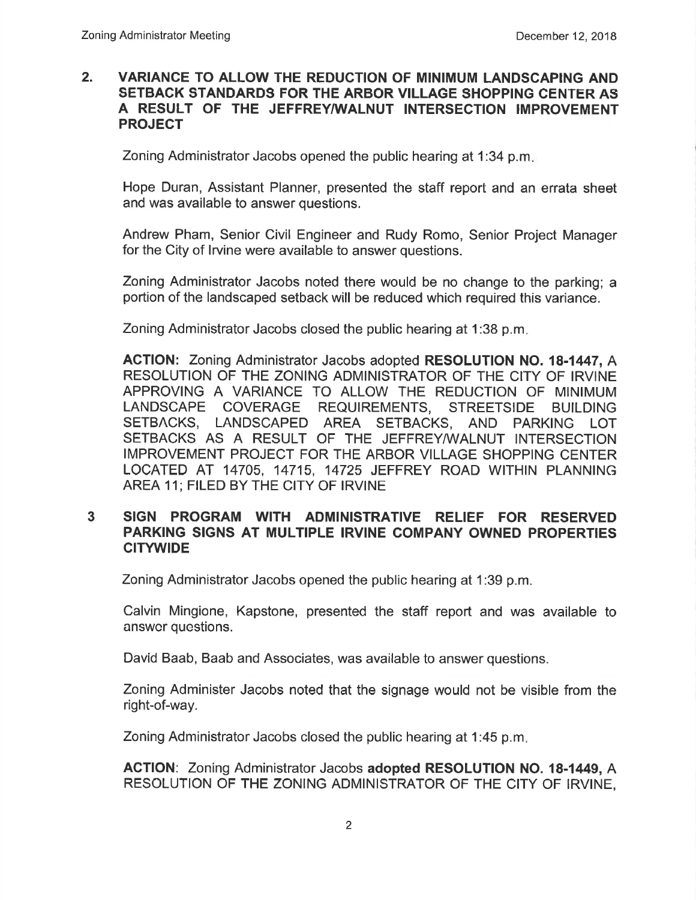## 2. VARIANCE TO ALLOW THE REDUCTION OF MINIMUM LANDSCAPING AND SETBACK STANDARDS FOR THE ARBOR VILLAGE SHOPPING CENTER AS A RESULT OF THE JEFFREY/WALNUT INTERSECTION IMPROVEMENT PROJECT

Zoning Administrator Jacobs opened the public hearing at 1:34 p.m.

Hope Duran, Assistant Planner, presented the staff report and an errata sheet and was available to answer questions.

Andrew Pham, Senior Civil Engineer and Rudy Romo, Senior Project Manager for the City of Irvine were available to answer questions.

Zoning Administrator Jacobs noted there would be no change to the parking; a portion of the landscaped setback will be reduced which required this variance.

Zoning Administrator Jacobs closed the public hearing at 1:38 p.m.

**ACTION:** Zoning Administrator Jacobs adopted **RESOLUTION NO. 18-1447,** A RESOLUTION OF THE ZONING ADMINISTRATOR OF THE CITY OF IRVINE APPROVING A VARIANCE TO ALLOW THE REDUCTION OF MINIMUM LANDSCAPE COVERAGE REQUIREMENTS, STREETSIDE BUILDING SETBACKS, LANDSCAPED AREA SETBACKS, AND PARKING LOT SETBACKS AS A RESULT OF THE JEFFREY/WALNUT INTERSECTION IMPROVEMENT PROJECT FOR THE ARBOR VILLAGE SHOPPING CENTER LOCATED AT 14705, 14715, 14725 JEFFREY ROAD WITHIN PLANNING AREA 11; FILED BY THE CITY OF IRVINE

## 3 SIGN PROGRAM WITH ADMINISTRATIVE RELIEF FOR RESERVED PARKING SIGNS AT MULTIPLE IRVINE COMPANY OWNED PROPERTIES CITYWIDE

Zoning Administrator Jacobs opened the public hearing at 1:39 p.m.

Calvin Mingione, Kapstone, presented the staff report and was available to answer questions.

David Baab, Baab and Associates, was available to answer questions.

Zoning Administer Jacobs noted that the signage would not be visible from the right-of-way.

Zoning Administrator Jacobs closed the public hearing at 1:45 p.m.

**ACTION**: Zoning Administrator Jacobs **adopted RESOLUTION NO. 18-1449,** A RESOLUTION OF THE ZONING ADMINISTRATOR OF THE CITY OF IRVINE,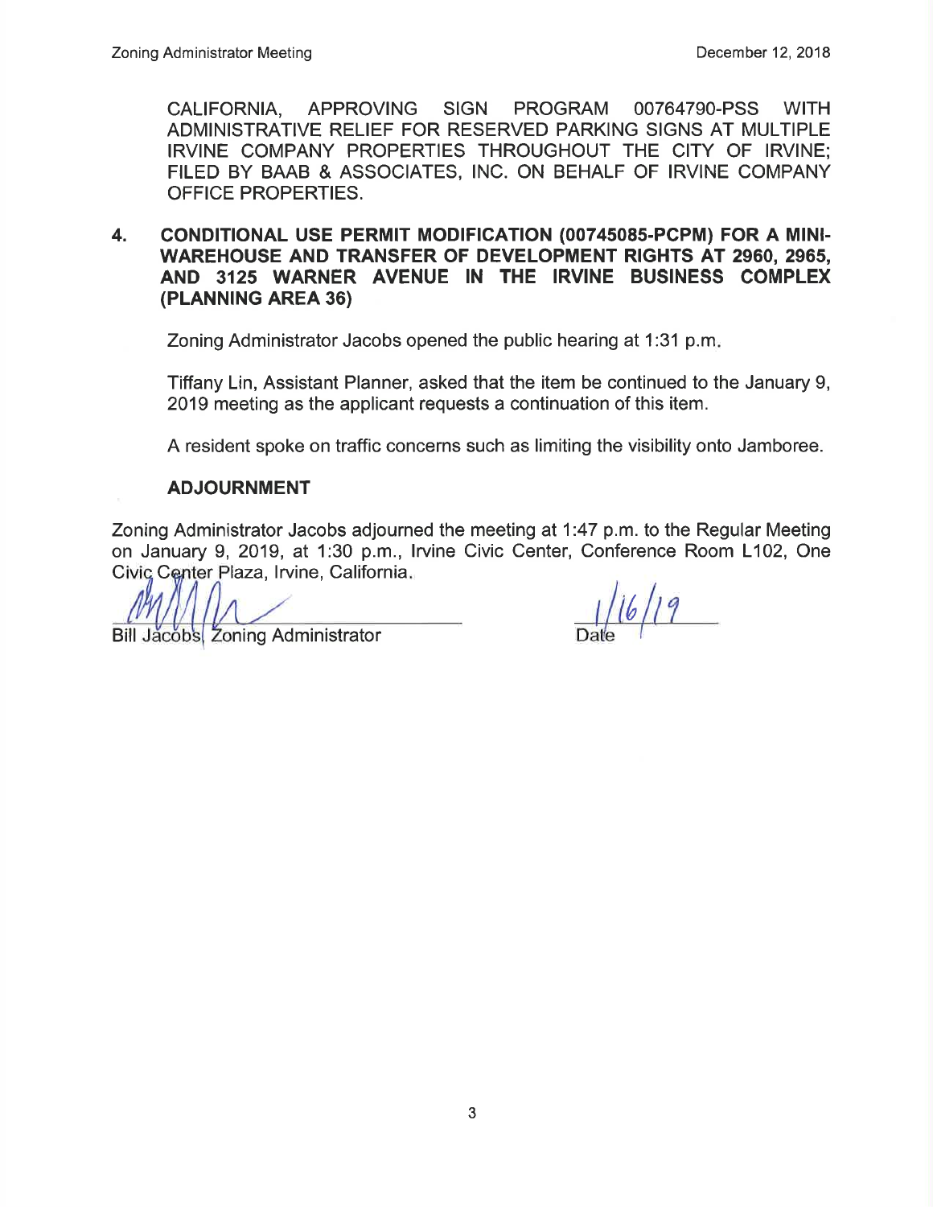CALIFORNIA, APPROVING SIGN PROGRAM 00764790-PSS WITH ADMINISTRATIVE RELIEF FOR RESERVED PARKING SIGNS AT MULTIPLE IRVINE COMPANY PROPERTIES THROUGHOUT THE CITY OF IRVINE; FILED BY BAAB & ASSOCIATES, INC. ON BEHALF OF IRVINE COMPANY OFFICE PROPERTIES.

**4. CONDITIONAL USE PERMIT MODIFICATION (00745085-PCPM) FOR A MINI-WAREHOUSE AND TRANSFER OF DEVELOPMENT RIGHTS AT 2960, 2965, AND 3125 WARNER AVENUE IN THE IRVINE BUSINESS COMPLEX (PLANNING AREA 36)**

Zoning Administrator Jacobs opened the public hearing at 1:31 p.m.

Tiffany Lin, Assistant Planner, asked that the item be continued to the January 9, 2019 meeting as the applicant requests a continuation of this item.

A resident spoke on traffic concerns such as limiting the visibility onto Jamboree.

**ADJOURNMENT**

Zoning Administrator Jacobs adjourned the meeting at 1:47 p.m. to the Regular Meeting on January 9, 2019, at 1:30 p.m., Irvine Civic Center, Conference Room L102, One Civic Center Plaza, Irvine, California.

Bill Jacobs, Zoning Administrator

1/16/19
Date